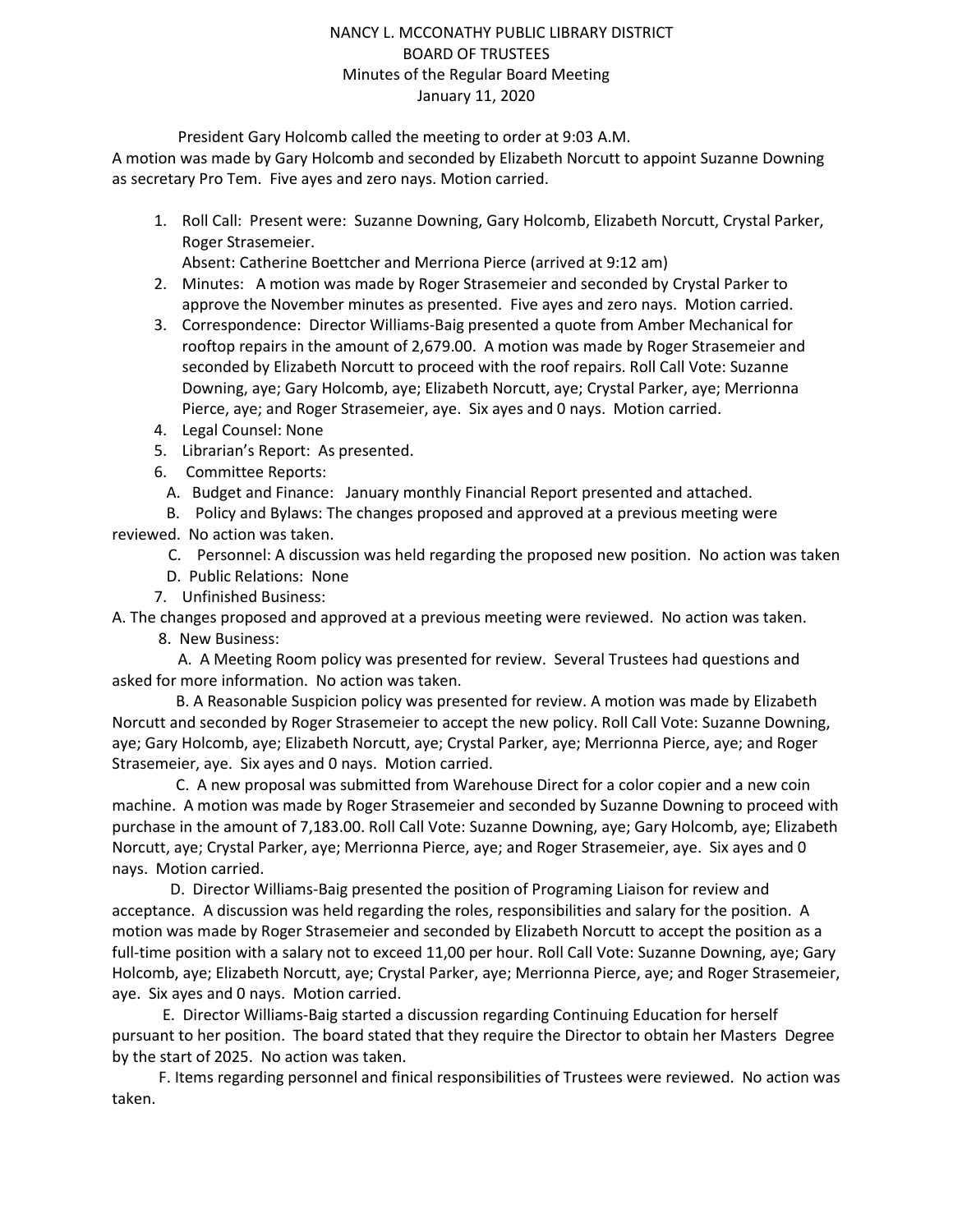NANCY L. MCCONATHY PUBLIC LIBRARY DISTRICT
BOARD OF TRUSTEES
Minutes of the Regular Board Meeting
January 11, 2020

President Gary Holcomb called the meeting to order at 9:03 A.M.
A motion was made by Gary Holcomb and seconded by Elizabeth Norcutt to appoint Suzanne Downing as secretary Pro Tem. Five ayes and zero nays. Motion carried.

1. Roll Call: Present were: Suzanne Downing, Gary Holcomb, Elizabeth Norcutt, Crystal Parker, Roger Strasemeier.
   Absent: Catherine Boettcher and Merriona Pierce (arrived at 9:12 am)
2. Minutes: A motion was made by Roger Strasemeier and seconded by Crystal Parker to approve the November minutes as presented. Five ayes and zero nays. Motion carried.
3. Correspondence: Director Williams-Baig presented a quote from Amber Mechanical for rooftop repairs in the amount of 2,679.00. A motion was made by Roger Strasemeier and seconded by Elizabeth Norcutt to proceed with the roof repairs. Roll Call Vote: Suzanne Downing, aye; Gary Holcomb, aye; Elizabeth Norcutt, aye; Crystal Parker, aye; Merrionna Pierce, aye; and Roger Strasemeier, aye. Six ayes and 0 nays. Motion carried.
4. Legal Counsel: None
5. Librarian's Report: As presented.
6. Committee Reports:
   A. Budget and Finance: January monthly Financial Report presented and attached.
   B. Policy and Bylaws: The changes proposed and approved at a previous meeting were reviewed. No action was taken.
   C. Personnel: A discussion was held regarding the proposed new position. No action was taken
   D. Public Relations: None
7. Unfinished Business:
   A. The changes proposed and approved at a previous meeting were reviewed. No action was taken.
8. New Business:
   A. A Meeting Room policy was presented for review. Several Trustees had questions and asked for more information. No action was taken.
   B. A Reasonable Suspicion policy was presented for review. A motion was made by Elizabeth Norcutt and seconded by Roger Strasemeier to accept the new policy. Roll Call Vote: Suzanne Downing, aye; Gary Holcomb, aye; Elizabeth Norcutt, aye; Crystal Parker, aye; Merrionna Pierce, aye; and Roger Strasemeier, aye. Six ayes and 0 nays. Motion carried.
   C. A new proposal was submitted from Warehouse Direct for a color copier and a new coin machine. A motion was made by Roger Strasemeier and seconded by Suzanne Downing to proceed with purchase in the amount of 7,183.00. Roll Call Vote: Suzanne Downing, aye; Gary Holcomb, aye; Elizabeth Norcutt, aye; Crystal Parker, aye; Merrionna Pierce, aye; and Roger Strasemeier, aye. Six ayes and 0 nays. Motion carried.
   D. Director Williams-Baig presented the position of Programing Liaison for review and acceptance. A discussion was held regarding the roles, responsibilities and salary for the position. A motion was made by Roger Strasemeier and seconded by Elizabeth Norcutt to accept the position as a full-time position with a salary not to exceed 11,00 per hour. Roll Call Vote: Suzanne Downing, aye; Gary Holcomb, aye; Elizabeth Norcutt, aye; Crystal Parker, aye; Merrionna Pierce, aye; and Roger Strasemeier, aye. Six ayes and 0 nays. Motion carried.
   E. Director Williams-Baig started a discussion regarding Continuing Education for herself pursuant to her position. The board stated that they require the Director to obtain her Masters Degree by the start of 2025. No action was taken.
   F. Items regarding personnel and finical responsibilities of Trustees were reviewed. No action was taken.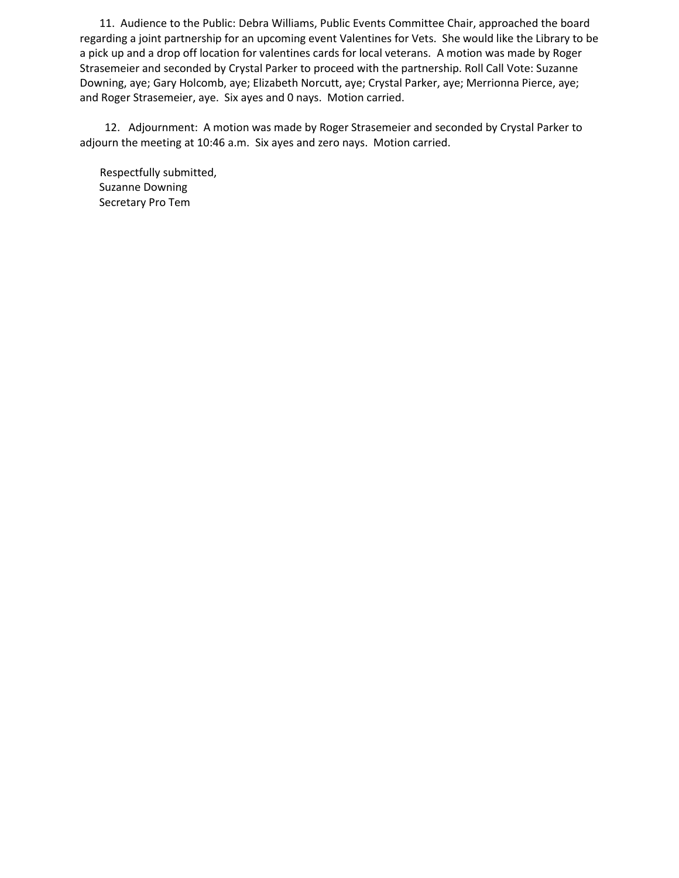11. Audience to the Public: Debra Williams, Public Events Committee Chair, approached the board regarding a joint partnership for an upcoming event Valentines for Vets. She would like the Library to be a pick up and a drop off location for valentines cards for local veterans. A motion was made by Roger Strasemeier and seconded by Crystal Parker to proceed with the partnership. Roll Call Vote: Suzanne Downing, aye; Gary Holcomb, aye; Elizabeth Norcutt, aye; Crystal Parker, aye; Merrionna Pierce, aye; and Roger Strasemeier, aye. Six ayes and 0 nays. Motion carried.

12. Adjournment: A motion was made by Roger Strasemeier and seconded by Crystal Parker to adjourn the meeting at 10:46 a.m. Six ayes and zero nays. Motion carried.

Respectfully submitted,
Suzanne Downing
Secretary Pro Tem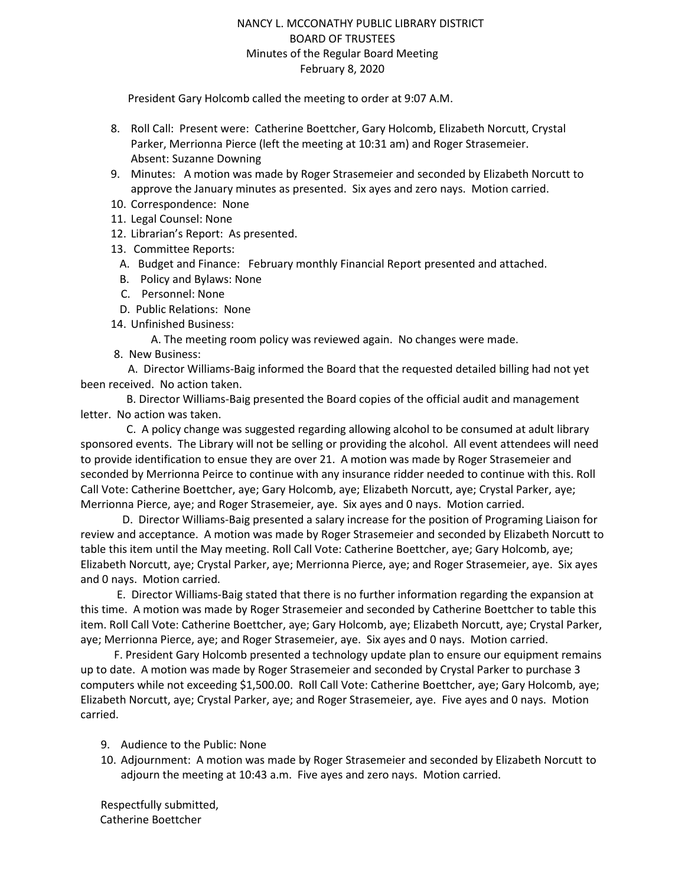NANCY L. MCCONATHY PUBLIC LIBRARY DISTRICT
BOARD OF TRUSTEES
Minutes of the Regular Board Meeting
February 8, 2020

President Gary Holcomb called the meeting to order at 9:07 A.M.

8. Roll Call: Present were: Catherine Boettcher, Gary Holcomb, Elizabeth Norcutt, Crystal Parker, Merrionna Pierce (left the meeting at 10:31 am) and Roger Strasemeier. Absent: Suzanne Downing
9. Minutes: A motion was made by Roger Strasemeier and seconded by Elizabeth Norcutt to approve the January minutes as presented. Six ayes and zero nays. Motion carried.
10. Correspondence: None
11. Legal Counsel: None
12. Librarian's Report: As presented.
13. Committee Reports:
    A. Budget and Finance: February monthly Financial Report presented and attached.
    B. Policy and Bylaws: None
    C. Personnel: None
    D. Public Relations: None
14. Unfinished Business:
    A. The meeting room policy was reviewed again. No changes were made.

8. New Business:

A. Director Williams-Baig informed the Board that the requested detailed billing had not yet been received. No action taken.

B. Director Williams-Baig presented the Board copies of the official audit and management letter. No action was taken.

C. A policy change was suggested regarding allowing alcohol to be consumed at adult library sponsored events. The Library will not be selling or providing the alcohol. All event attendees will need to provide identification to ensue they are over 21. A motion was made by Roger Strasemeier and seconded by Merrionna Peirce to continue with any insurance ridder needed to continue with this. Roll Call Vote: Catherine Boettcher, aye; Gary Holcomb, aye; Elizabeth Norcutt, aye; Crystal Parker, aye; Merrionna Pierce, aye; and Roger Strasemeier, aye. Six ayes and 0 nays. Motion carried.

D. Director Williams-Baig presented a salary increase for the position of Programing Liaison for review and acceptance. A motion was made by Roger Strasemeier and seconded by Elizabeth Norcutt to table this item until the May meeting. Roll Call Vote: Catherine Boettcher, aye; Gary Holcomb, aye; Elizabeth Norcutt, aye; Crystal Parker, aye; Merrionna Pierce, aye; and Roger Strasemeier, aye. Six ayes and 0 nays. Motion carried.

E. Director Williams-Baig stated that there is no further information regarding the expansion at this time. A motion was made by Roger Strasemeier and seconded by Catherine Boettcher to table this item. Roll Call Vote: Catherine Boettcher, aye; Gary Holcomb, aye; Elizabeth Norcutt, aye; Crystal Parker, aye; Merrionna Pierce, aye; and Roger Strasemeier, aye. Six ayes and 0 nays. Motion carried.

F. President Gary Holcomb presented a technology update plan to ensure our equipment remains up to date. A motion was made by Roger Strasemeier and seconded by Crystal Parker to purchase 3 computers while not exceeding $1,500.00. Roll Call Vote: Catherine Boettcher, aye; Gary Holcomb, aye; Elizabeth Norcutt, aye; Crystal Parker, aye; and Roger Strasemeier, aye. Five ayes and 0 nays. Motion carried.

9. Audience to the Public: None
10. Adjournment: A motion was made by Roger Strasemeier and seconded by Elizabeth Norcutt to adjourn the meeting at 10:43 a.m. Five ayes and zero nays. Motion carried.

Respectfully submitted,
Catherine Boettcher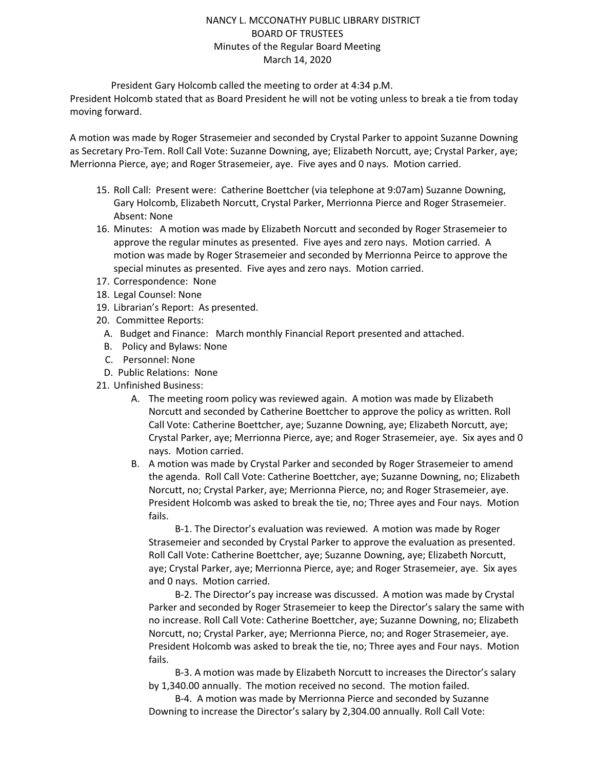NANCY L. MCCONATHY PUBLIC LIBRARY DISTRICT
BOARD OF TRUSTEES
Minutes of the Regular Board Meeting
March 14, 2020

President Gary Holcomb called the meeting to order at 4:34 p.M.
President Holcomb stated that as Board President he will not be voting unless to break a tie from today moving forward.

A motion was made by Roger Strasemeier and seconded by Crystal Parker to appoint Suzanne Downing as Secretary Pro-Tem. Roll Call Vote: Suzanne Downing, aye; Elizabeth Norcutt, aye; Crystal Parker, aye; Merrionna Pierce, aye; and Roger Strasemeier, aye. Five ayes and 0 nays. Motion carried.

15. Roll Call: Present were: Catherine Boettcher (via telephone at 9:07am) Suzanne Downing, Gary Holcomb, Elizabeth Norcutt, Crystal Parker, Merrionna Pierce and Roger Strasemeier. Absent: None
16. Minutes: A motion was made by Elizabeth Norcutt and seconded by Roger Strasemeier to approve the regular minutes as presented. Five ayes and zero nays. Motion carried. A motion was made by Roger Strasemeier and seconded by Merrionna Peirce to approve the special minutes as presented. Five ayes and zero nays. Motion carried.
17. Correspondence: None
18. Legal Counsel: None
19. Librarian's Report: As presented.
20. Committee Reports:
    A. Budget and Finance: March monthly Financial Report presented and attached.
    B. Policy and Bylaws: None
    C. Personnel: None
    D. Public Relations: None
21. Unfinished Business:
    A. The meeting room policy was reviewed again. A motion was made by Elizabeth Norcutt and seconded by Catherine Boettcher to approve the policy as written. Roll Call Vote: Catherine Boettcher, aye; Suzanne Downing, aye; Elizabeth Norcutt, aye; Crystal Parker, aye; Merrionna Pierce, aye; and Roger Strasemeier, aye. Six ayes and 0 nays. Motion carried.
    B. A motion was made by Crystal Parker and seconded by Roger Strasemeier to amend the agenda. Roll Call Vote: Catherine Boettcher, aye; Suzanne Downing, no; Elizabeth Norcutt, no; Crystal Parker, aye; Merrionna Pierce, no; and Roger Strasemeier, aye. President Holcomb was asked to break the tie, no; Three ayes and Four nays. Motion fails.

       B-1. The Director's evaluation was reviewed. A motion was made by Roger Strasemeier and seconded by Crystal Parker to approve the evaluation as presented. Roll Call Vote: Catherine Boettcher, aye; Suzanne Downing, aye; Elizabeth Norcutt, aye; Crystal Parker, aye; Merrionna Pierce, aye; and Roger Strasemeier, aye. Six ayes and 0 nays. Motion carried.

       B-2. The Director's pay increase was discussed. A motion was made by Crystal Parker and seconded by Roger Strasemeier to keep the Director's salary the same with no increase. Roll Call Vote: Catherine Boettcher, aye; Suzanne Downing, no; Elizabeth Norcutt, no; Crystal Parker, aye; Merrionna Pierce, no; and Roger Strasemeier, aye. President Holcomb was asked to break the tie, no; Three ayes and Four nays. Motion fails.

       B-3. A motion was made by Elizabeth Norcutt to increases the Director's salary by 1,340.00 annually. The motion received no second. The motion failed.

       B-4. A motion was made by Merrionna Pierce and seconded by Suzanne Downing to increase the Director's salary by 2,304.00 annually. Roll Call Vote: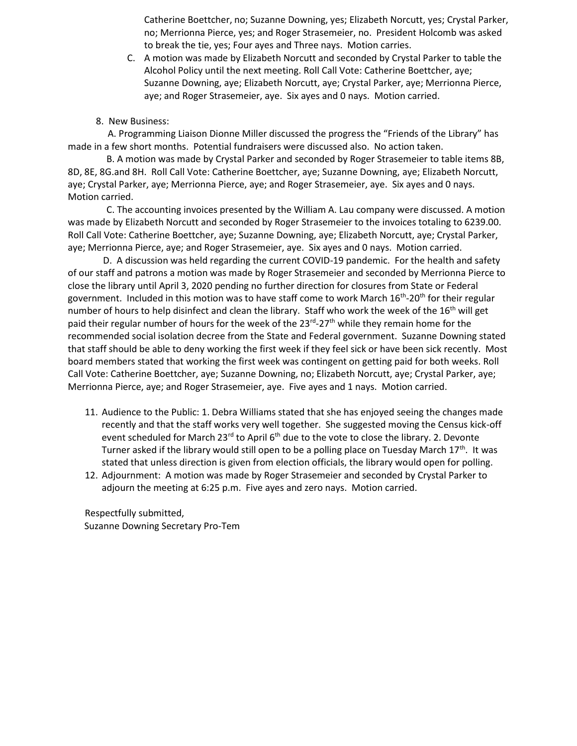Catherine Boettcher, no; Suzanne Downing, yes; Elizabeth Norcutt, yes; Crystal Parker, no; Merrionna Pierce, yes; and Roger Strasemeier, no. President Holcomb was asked to break the tie, yes; Four ayes and Three nays. Motion carries.

C. A motion was made by Elizabeth Norcutt and seconded by Crystal Parker to table the Alcohol Policy until the next meeting. Roll Call Vote: Catherine Boettcher, aye; Suzanne Downing, aye; Elizabeth Norcutt, aye; Crystal Parker, aye; Merrionna Pierce, aye; and Roger Strasemeier, aye. Six ayes and 0 nays. Motion carried.

8. New Business:

A. Programming Liaison Dionne Miller discussed the progress the "Friends of the Library" has made in a few short months. Potential fundraisers were discussed also. No action taken.

B. A motion was made by Crystal Parker and seconded by Roger Strasemeier to table items 8B, 8D, 8E, 8G.and 8H. Roll Call Vote: Catherine Boettcher, aye; Suzanne Downing, aye; Elizabeth Norcutt, aye; Crystal Parker, aye; Merrionna Pierce, aye; and Roger Strasemeier, aye. Six ayes and 0 nays. Motion carried.

C. The accounting invoices presented by the William A. Lau company were discussed. A motion was made by Elizabeth Norcutt and seconded by Roger Strasemeier to the invoices totaling to 6239.00. Roll Call Vote: Catherine Boettcher, aye; Suzanne Downing, aye; Elizabeth Norcutt, aye; Crystal Parker, aye; Merrionna Pierce, aye; and Roger Strasemeier, aye. Six ayes and 0 nays. Motion carried.

D. A discussion was held regarding the current COVID-19 pandemic. For the health and safety of our staff and patrons a motion was made by Roger Strasemeier and seconded by Merrionna Pierce to close the library until April 3, 2020 pending no further direction for closures from State or Federal government. Included in this motion was to have staff come to work March 16th-20th for their regular number of hours to help disinfect and clean the library. Staff who work the week of the 16th will get paid their regular number of hours for the week of the 23rd-27th while they remain home for the recommended social isolation decree from the State and Federal government. Suzanne Downing stated that staff should be able to deny working the first week if they feel sick or have been sick recently. Most board members stated that working the first week was contingent on getting paid for both weeks. Roll Call Vote: Catherine Boettcher, aye; Suzanne Downing, no; Elizabeth Norcutt, aye; Crystal Parker, aye; Merrionna Pierce, aye; and Roger Strasemeier, aye. Five ayes and 1 nays. Motion carried.

11. Audience to the Public: 1. Debra Williams stated that she has enjoyed seeing the changes made recently and that the staff works very well together. She suggested moving the Census kick-off event scheduled for March 23rd to April 6th due to the vote to close the library. 2. Devonte Turner asked if the library would still open to be a polling place on Tuesday March 17th. It was stated that unless direction is given from election officials, the library would open for polling.
12. Adjournment: A motion was made by Roger Strasemeier and seconded by Crystal Parker to adjourn the meeting at 6:25 p.m. Five ayes and zero nays. Motion carried.

Respectfully submitted,
Suzanne Downing Secretary Pro-Tem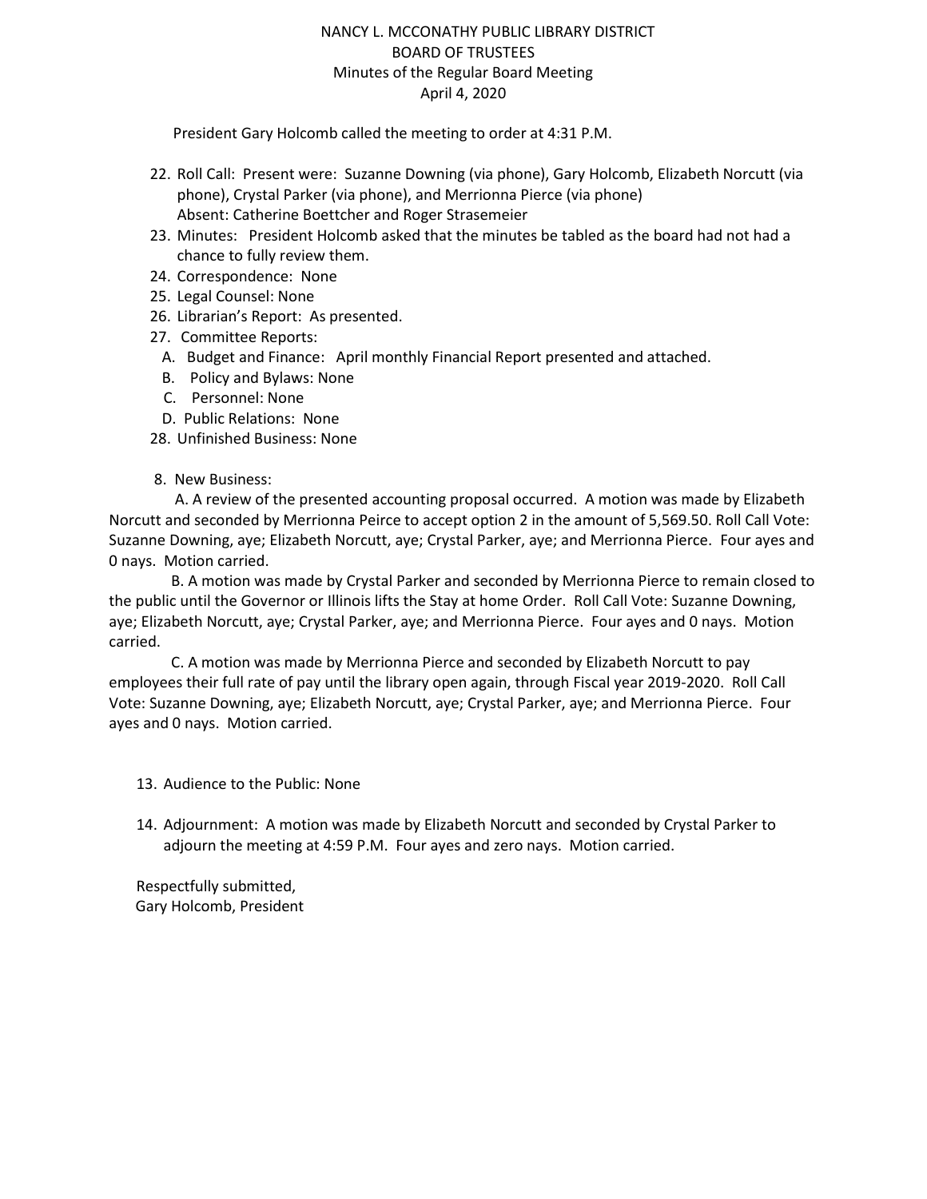NANCY L. MCCONATHY PUBLIC LIBRARY DISTRICT
BOARD OF TRUSTEES
Minutes of the Regular Board Meeting
April 4, 2020

President Gary Holcomb called the meeting to order at 4:31 P.M.

22. Roll Call: Present were: Suzanne Downing (via phone), Gary Holcomb, Elizabeth Norcutt (via phone), Crystal Parker (via phone), and Merrionna Pierce (via phone)
    Absent: Catherine Boettcher and Roger Strasemeier
23. Minutes: President Holcomb asked that the minutes be tabled as the board had not had a chance to fully review them.
24. Correspondence: None
25. Legal Counsel: None
26. Librarian's Report: As presented.
27. Committee Reports:
    A. Budget and Finance: April monthly Financial Report presented and attached.
    B. Policy and Bylaws: None
    C. Personnel: None
    D. Public Relations: None
28. Unfinished Business: None

8. New Business:

A. A review of the presented accounting proposal occurred. A motion was made by Elizabeth Norcutt and seconded by Merrionna Peirce to accept option 2 in the amount of 5,569.50. Roll Call Vote: Suzanne Downing, aye; Elizabeth Norcutt, aye; Crystal Parker, aye; and Merrionna Pierce. Four ayes and 0 nays. Motion carried.

B. A motion was made by Crystal Parker and seconded by Merrionna Pierce to remain closed to the public until the Governor or Illinois lifts the Stay at home Order. Roll Call Vote: Suzanne Downing, aye; Elizabeth Norcutt, aye; Crystal Parker, aye; and Merrionna Pierce. Four ayes and 0 nays. Motion carried.

C. A motion was made by Merrionna Pierce and seconded by Elizabeth Norcutt to pay employees their full rate of pay until the library open again, through Fiscal year 2019-2020. Roll Call Vote: Suzanne Downing, aye; Elizabeth Norcutt, aye; Crystal Parker, aye; and Merrionna Pierce. Four ayes and 0 nays. Motion carried.

13. Audience to the Public: None

14. Adjournment: A motion was made by Elizabeth Norcutt and seconded by Crystal Parker to adjourn the meeting at 4:59 P.M. Four ayes and zero nays. Motion carried.

Respectfully submitted,
Gary Holcomb, President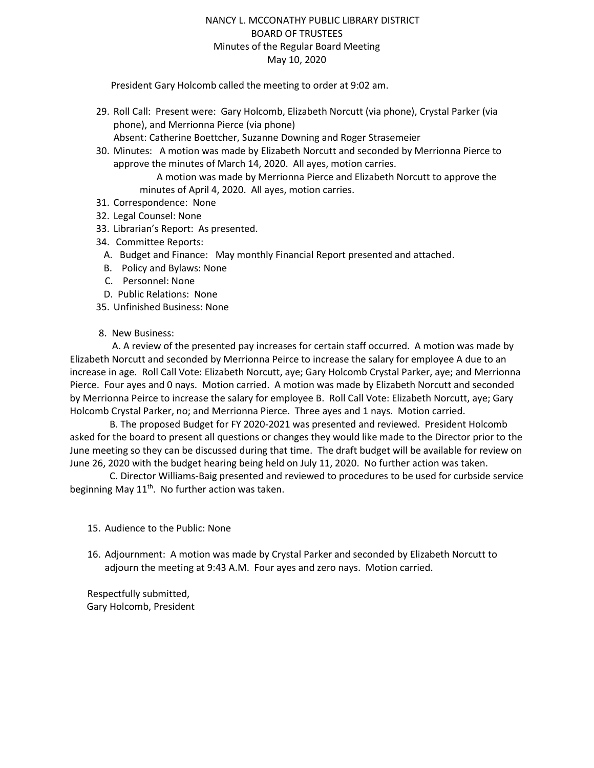NANCY L. MCCONATHY PUBLIC LIBRARY DISTRICT
BOARD OF TRUSTEES
Minutes of the Regular Board Meeting
May 10, 2020

President Gary Holcomb called the meeting to order at 9:02 am.

29. Roll Call: Present were: Gary Holcomb, Elizabeth Norcutt (via phone), Crystal Parker (via phone), and Merrionna Pierce (via phone)
    Absent: Catherine Boettcher, Suzanne Downing and Roger Strasemeier
30. Minutes: A motion was made by Elizabeth Norcutt and seconded by Merrionna Pierce to approve the minutes of March 14, 2020. All ayes, motion carries.
    A motion was made by Merrionna Pierce and Elizabeth Norcutt to approve the minutes of April 4, 2020. All ayes, motion carries.
31. Correspondence: None
32. Legal Counsel: None
33. Librarian's Report: As presented.
34. Committee Reports:
    A. Budget and Finance: May monthly Financial Report presented and attached.
    B. Policy and Bylaws: None
    C. Personnel: None
    D. Public Relations: None
35. Unfinished Business: None

8. New Business:

A. A review of the presented pay increases for certain staff occurred. A motion was made by Elizabeth Norcutt and seconded by Merrionna Peirce to increase the salary for employee A due to an increase in age. Roll Call Vote: Elizabeth Norcutt, aye; Gary Holcomb Crystal Parker, aye; and Merrionna Pierce. Four ayes and 0 nays. Motion carried. A motion was made by Elizabeth Norcutt and seconded by Merrionna Peirce to increase the salary for employee B. Roll Call Vote: Elizabeth Norcutt, aye; Gary Holcomb Crystal Parker, no; and Merrionna Pierce. Three ayes and 1 nays. Motion carried.

B. The proposed Budget for FY 2020-2021 was presented and reviewed. President Holcomb asked for the board to present all questions or changes they would like made to the Director prior to the June meeting so they can be discussed during that time. The draft budget will be available for review on June 26, 2020 with the budget hearing being held on July 11, 2020. No further action was taken.

C. Director Williams-Baig presented and reviewed to procedures to be used for curbside service beginning May 11th. No further action was taken.

15. Audience to the Public: None

16. Adjournment: A motion was made by Crystal Parker and seconded by Elizabeth Norcutt to adjourn the meeting at 9:43 A.M. Four ayes and zero nays. Motion carried.

Respectfully submitted,
Gary Holcomb, President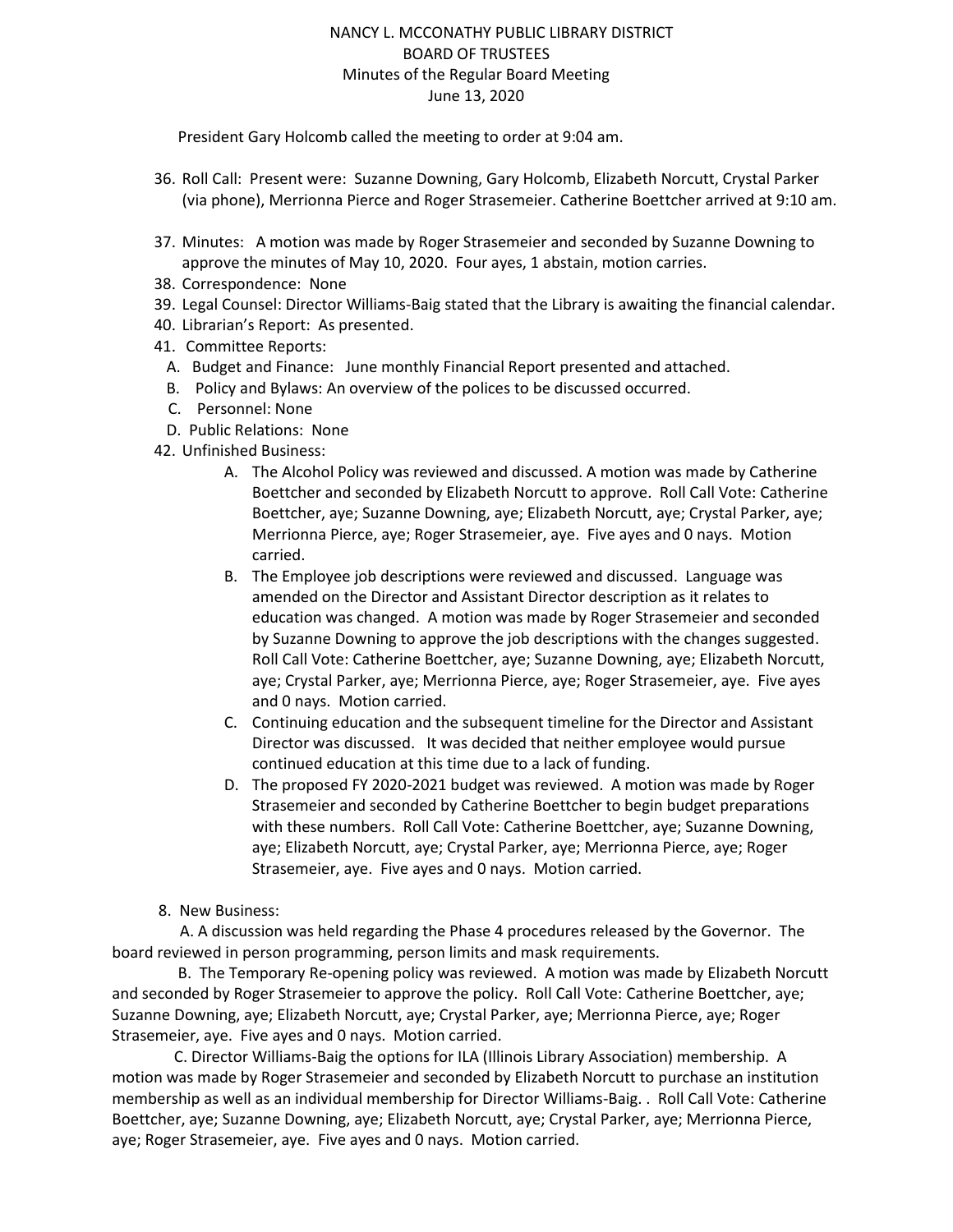NANCY L. MCCONATHY PUBLIC LIBRARY DISTRICT
BOARD OF TRUSTEES
Minutes of the Regular Board Meeting
June 13, 2020

President Gary Holcomb called the meeting to order at 9:04 am.

36. Roll Call: Present were: Suzanne Downing, Gary Holcomb, Elizabeth Norcutt, Crystal Parker (via phone), Merrionna Pierce and Roger Strasemeier. Catherine Boettcher arrived at 9:10 am.
37. Minutes: A motion was made by Roger Strasemeier and seconded by Suzanne Downing to approve the minutes of May 10, 2020. Four ayes, 1 abstain, motion carries.
38. Correspondence: None
39. Legal Counsel: Director Williams-Baig stated that the Library is awaiting the financial calendar.
40. Librarian's Report: As presented.
41. Committee Reports:
   A. Budget and Finance: June monthly Financial Report presented and attached.
   B. Policy and Bylaws: An overview of the polices to be discussed occurred.
   C. Personnel: None
   D. Public Relations: None
42. Unfinished Business:
   A. The Alcohol Policy was reviewed and discussed. A motion was made by Catherine Boettcher and seconded by Elizabeth Norcutt to approve. Roll Call Vote: Catherine Boettcher, aye; Suzanne Downing, aye; Elizabeth Norcutt, aye; Crystal Parker, aye; Merrionna Pierce, aye; Roger Strasemeier, aye. Five ayes and 0 nays. Motion carried.
   B. The Employee job descriptions were reviewed and discussed. Language was amended on the Director and Assistant Director description as it relates to education was changed. A motion was made by Roger Strasemeier and seconded by Suzanne Downing to approve the job descriptions with the changes suggested. Roll Call Vote: Catherine Boettcher, aye; Suzanne Downing, aye; Elizabeth Norcutt, aye; Crystal Parker, aye; Merrionna Pierce, aye; Roger Strasemeier, aye. Five ayes and 0 nays. Motion carried.
   C. Continuing education and the subsequent timeline for the Director and Assistant Director was discussed. It was decided that neither employee would pursue continued education at this time due to a lack of funding.
   D. The proposed FY 2020-2021 budget was reviewed. A motion was made by Roger Strasemeier and seconded by Catherine Boettcher to begin budget preparations with these numbers. Roll Call Vote: Catherine Boettcher, aye; Suzanne Downing, aye; Elizabeth Norcutt, aye; Crystal Parker, aye; Merrionna Pierce, aye; Roger Strasemeier, aye. Five ayes and 0 nays. Motion carried.

8. New Business:

A. A discussion was held regarding the Phase 4 procedures released by the Governor. The board reviewed in person programming, person limits and mask requirements.

B. The Temporary Re-opening policy was reviewed. A motion was made by Elizabeth Norcutt and seconded by Roger Strasemeier to approve the policy. Roll Call Vote: Catherine Boettcher, aye; Suzanne Downing, aye; Elizabeth Norcutt, aye; Crystal Parker, aye; Merrionna Pierce, aye; Roger Strasemeier, aye. Five ayes and 0 nays. Motion carried.

C. Director Williams-Baig the options for ILA (Illinois Library Association) membership. A motion was made by Roger Strasemeier and seconded by Elizabeth Norcutt to purchase an institution membership as well as an individual membership for Director Williams-Baig. . Roll Call Vote: Catherine Boettcher, aye; Suzanne Downing, aye; Elizabeth Norcutt, aye; Crystal Parker, aye; Merrionna Pierce, aye; Roger Strasemeier, aye. Five ayes and 0 nays. Motion carried.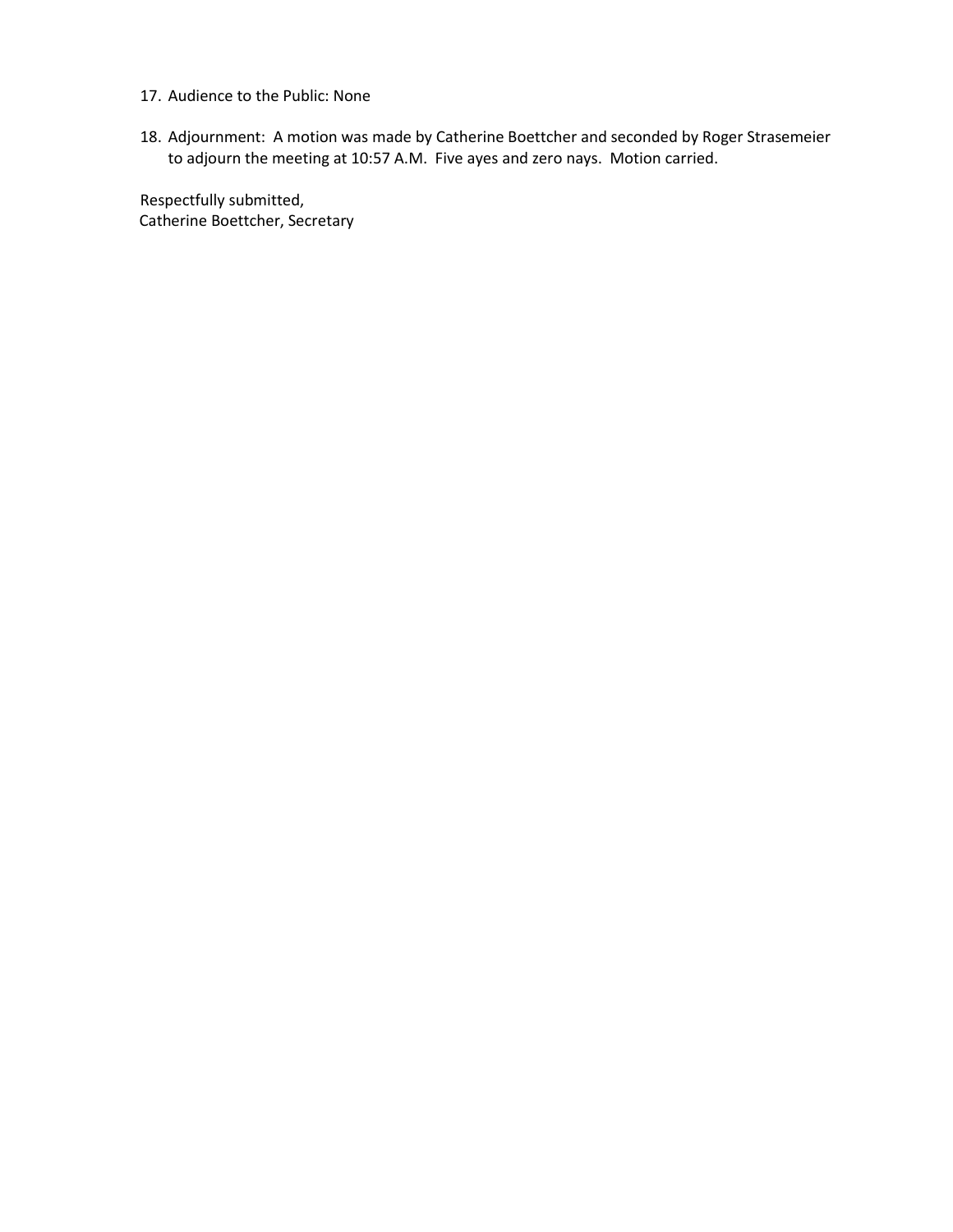17. Audience to the Public: None

18. Adjournment: A motion was made by Catherine Boettcher and seconded by Roger Strasemeier to adjourn the meeting at 10:57 A.M. Five ayes and zero nays. Motion carried.

Respectfully submitted,
Catherine Boettcher, Secretary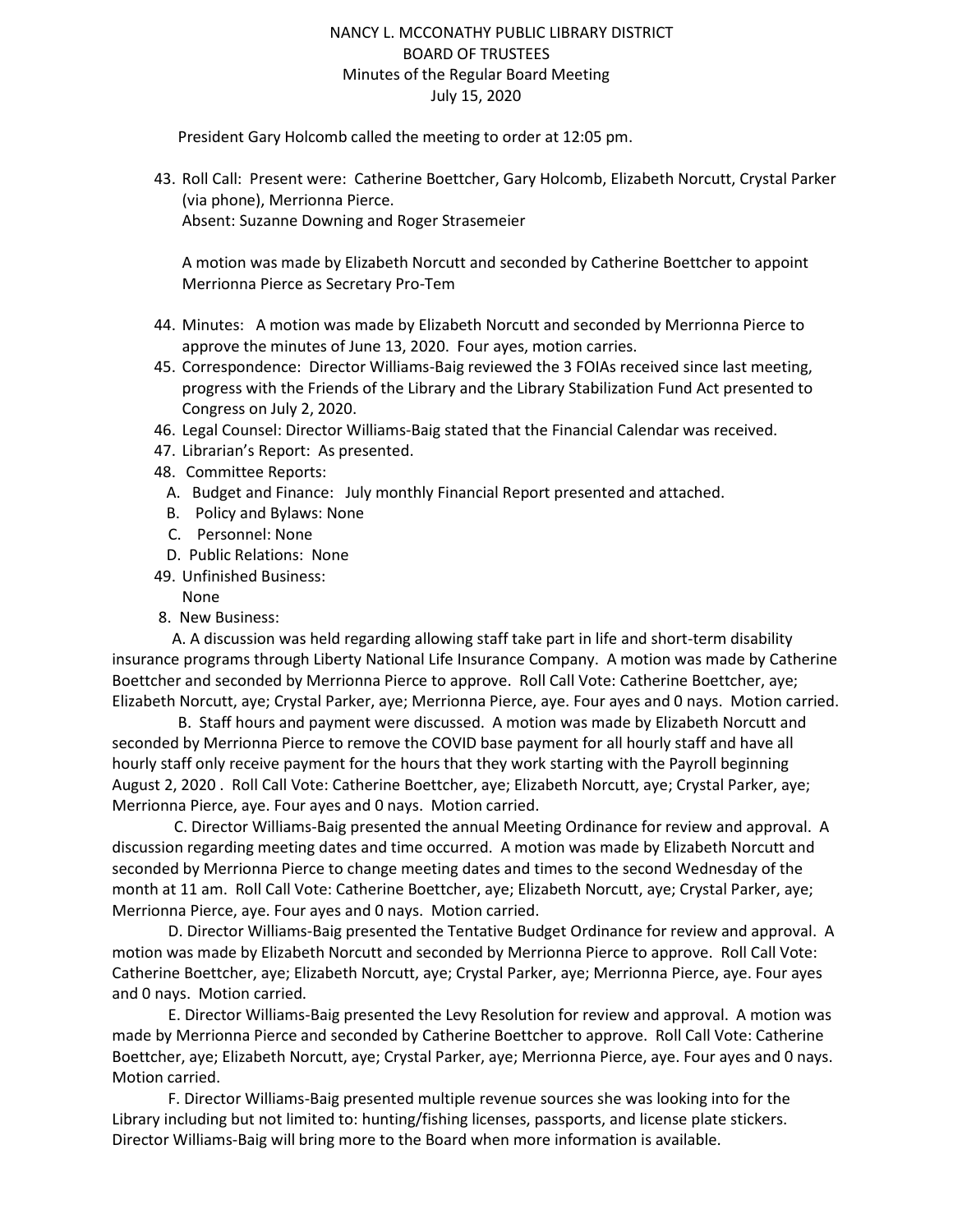NANCY L. MCCONATHY PUBLIC LIBRARY DISTRICT
BOARD OF TRUSTEES
Minutes of the Regular Board Meeting
July 15, 2020

President Gary Holcomb called the meeting to order at 12:05 pm.

43. Roll Call: Present were: Catherine Boettcher, Gary Holcomb, Elizabeth Norcutt, Crystal Parker (via phone), Merrionna Pierce.
    Absent: Suzanne Downing and Roger Strasemeier

    A motion was made by Elizabeth Norcutt and seconded by Catherine Boettcher to appoint Merrionna Pierce as Secretary Pro-Tem

44. Minutes: A motion was made by Elizabeth Norcutt and seconded by Merrionna Pierce to approve the minutes of June 13, 2020. Four ayes, motion carries.
45. Correspondence: Director Williams-Baig reviewed the 3 FOIAs received since last meeting, progress with the Friends of the Library and the Library Stabilization Fund Act presented to Congress on July 2, 2020.
46. Legal Counsel: Director Williams-Baig stated that the Financial Calendar was received.
47. Librarian's Report: As presented.
48. Committee Reports:
    A. Budget and Finance: July monthly Financial Report presented and attached.
    B. Policy and Bylaws: None
    C. Personnel: None
    D. Public Relations: None
49. Unfinished Business:
    None

8. New Business:

A. A discussion was held regarding allowing staff take part in life and short-term disability insurance programs through Liberty National Life Insurance Company. A motion was made by Catherine Boettcher and seconded by Merrionna Pierce to approve. Roll Call Vote: Catherine Boettcher, aye; Elizabeth Norcutt, aye; Crystal Parker, aye; Merrionna Pierce, aye. Four ayes and 0 nays. Motion carried.

B. Staff hours and payment were discussed. A motion was made by Elizabeth Norcutt and seconded by Merrionna Pierce to remove the COVID base payment for all hourly staff and have all hourly staff only receive payment for the hours that they work starting with the Payroll beginning August 2, 2020 . Roll Call Vote: Catherine Boettcher, aye; Elizabeth Norcutt, aye; Crystal Parker, aye; Merrionna Pierce, aye. Four ayes and 0 nays. Motion carried.

C. Director Williams-Baig presented the annual Meeting Ordinance for review and approval. A discussion regarding meeting dates and time occurred. A motion was made by Elizabeth Norcutt and seconded by Merrionna Pierce to change meeting dates and times to the second Wednesday of the month at 11 am. Roll Call Vote: Catherine Boettcher, aye; Elizabeth Norcutt, aye; Crystal Parker, aye; Merrionna Pierce, aye. Four ayes and 0 nays. Motion carried.

D. Director Williams-Baig presented the Tentative Budget Ordinance for review and approval. A motion was made by Elizabeth Norcutt and seconded by Merrionna Pierce to approve. Roll Call Vote: Catherine Boettcher, aye; Elizabeth Norcutt, aye; Crystal Parker, aye; Merrionna Pierce, aye. Four ayes and 0 nays. Motion carried.

E. Director Williams-Baig presented the Levy Resolution for review and approval. A motion was made by Merrionna Pierce and seconded by Catherine Boettcher to approve. Roll Call Vote: Catherine Boettcher, aye; Elizabeth Norcutt, aye; Crystal Parker, aye; Merrionna Pierce, aye. Four ayes and 0 nays. Motion carried.

F. Director Williams-Baig presented multiple revenue sources she was looking into for the Library including but not limited to: hunting/fishing licenses, passports, and license plate stickers. Director Williams-Baig will bring more to the Board when more information is available.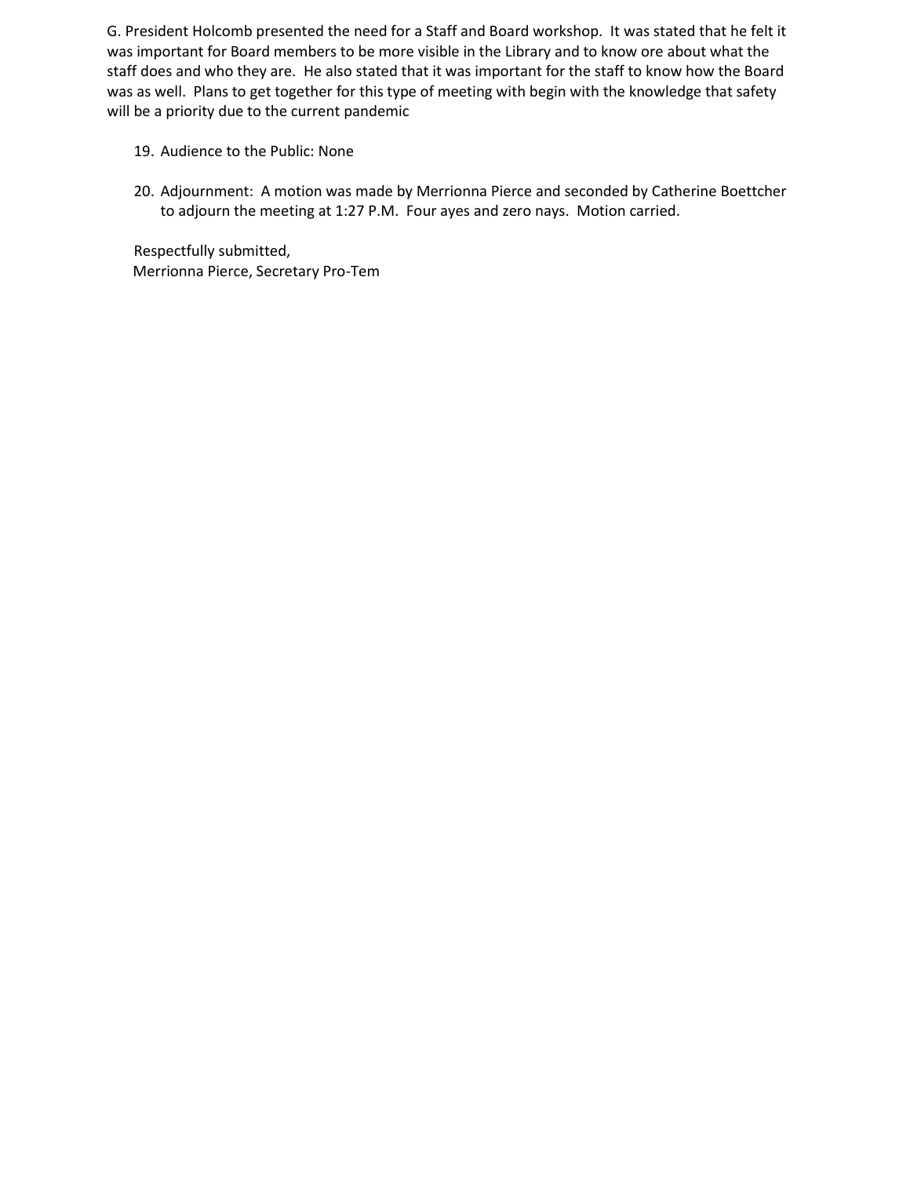G. President Holcomb presented the need for a Staff and Board workshop. It was stated that he felt it was important for Board members to be more visible in the Library and to know ore about what the staff does and who they are. He also stated that it was important for the staff to know how the Board was as well. Plans to get together for this type of meeting with begin with the knowledge that safety will be a priority due to the current pandemic

19. Audience to the Public: None

20. Adjournment: A motion was made by Merrionna Pierce and seconded by Catherine Boettcher to adjourn the meeting at 1:27 P.M. Four ayes and zero nays. Motion carried.

Respectfully submitted,
Merrionna Pierce, Secretary Pro-Tem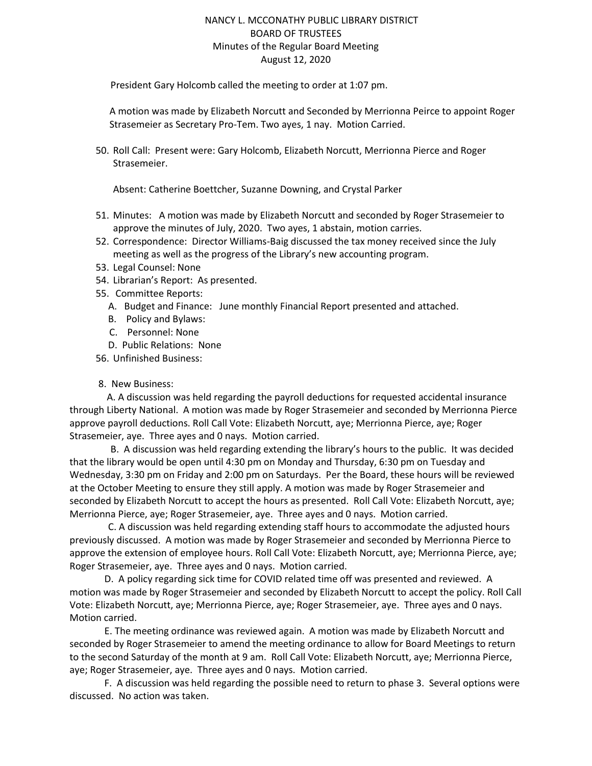NANCY L. MCCONATHY PUBLIC LIBRARY DISTRICT
BOARD OF TRUSTEES
Minutes of the Regular Board Meeting
August 12, 2020

President Gary Holcomb called the meeting to order at 1:07 pm.

A motion was made by Elizabeth Norcutt and Seconded by Merrionna Peirce to appoint Roger Strasemeier as Secretary Pro-Tem. Two ayes, 1 nay. Motion Carried.

50. Roll Call: Present were: Gary Holcomb, Elizabeth Norcutt, Merrionna Pierce and Roger Strasemeier.

    Absent: Catherine Boettcher, Suzanne Downing, and Crystal Parker

51. Minutes: A motion was made by Elizabeth Norcutt and seconded by Roger Strasemeier to approve the minutes of July, 2020. Two ayes, 1 abstain, motion carries.
52. Correspondence: Director Williams-Baig discussed the tax money received since the July meeting as well as the progress of the Library's new accounting program.
53. Legal Counsel: None
54. Librarian's Report: As presented.
55. Committee Reports:
    A. Budget and Finance: June monthly Financial Report presented and attached.
    B. Policy and Bylaws:
    C. Personnel: None
    D. Public Relations: None
56. Unfinished Business:

8. New Business:

A. A discussion was held regarding the payroll deductions for requested accidental insurance through Liberty National. A motion was made by Roger Strasemeier and seconded by Merrionna Pierce approve payroll deductions. Roll Call Vote: Elizabeth Norcutt, aye; Merrionna Pierce, aye; Roger Strasemeier, aye. Three ayes and 0 nays. Motion carried.

B. A discussion was held regarding extending the library's hours to the public. It was decided that the library would be open until 4:30 pm on Monday and Thursday, 6:30 pm on Tuesday and Wednesday, 3:30 pm on Friday and 2:00 pm on Saturdays. Per the Board, these hours will be reviewed at the October Meeting to ensure they still apply. A motion was made by Roger Strasemeier and seconded by Elizabeth Norcutt to accept the hours as presented. Roll Call Vote: Elizabeth Norcutt, aye; Merrionna Pierce, aye; Roger Strasemeier, aye. Three ayes and 0 nays. Motion carried.

C. A discussion was held regarding extending staff hours to accommodate the adjusted hours previously discussed. A motion was made by Roger Strasemeier and seconded by Merrionna Pierce to approve the extension of employee hours. Roll Call Vote: Elizabeth Norcutt, aye; Merrionna Pierce, aye; Roger Strasemeier, aye. Three ayes and 0 nays. Motion carried.

D. A policy regarding sick time for COVID related time off was presented and reviewed. A motion was made by Roger Strasemeier and seconded by Elizabeth Norcutt to accept the policy. Roll Call Vote: Elizabeth Norcutt, aye; Merrionna Pierce, aye; Roger Strasemeier, aye. Three ayes and 0 nays. Motion carried.

E. The meeting ordinance was reviewed again. A motion was made by Elizabeth Norcutt and seconded by Roger Strasemeier to amend the meeting ordinance to allow for Board Meetings to return to the second Saturday of the month at 9 am. Roll Call Vote: Elizabeth Norcutt, aye; Merrionna Pierce, aye; Roger Strasemeier, aye. Three ayes and 0 nays. Motion carried.

F. A discussion was held regarding the possible need to return to phase 3. Several options were discussed. No action was taken.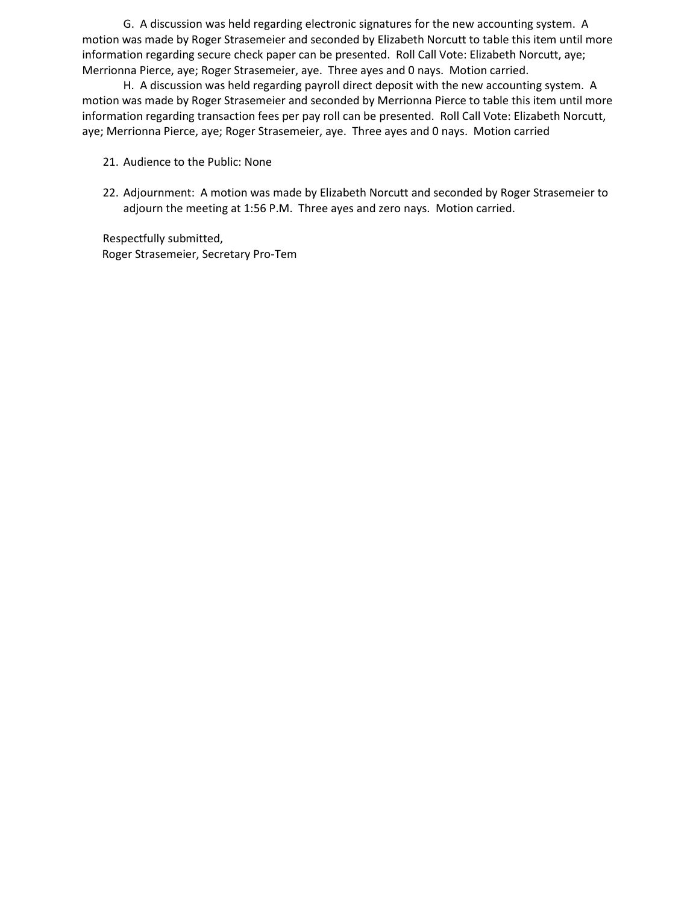G. A discussion was held regarding electronic signatures for the new accounting system. A motion was made by Roger Strasemeier and seconded by Elizabeth Norcutt to table this item until more information regarding secure check paper can be presented. Roll Call Vote: Elizabeth Norcutt, aye; Merrionna Pierce, aye; Roger Strasemeier, aye. Three ayes and 0 nays. Motion carried.

H. A discussion was held regarding payroll direct deposit with the new accounting system. A motion was made by Roger Strasemeier and seconded by Merrionna Pierce to table this item until more information regarding transaction fees per pay roll can be presented. Roll Call Vote: Elizabeth Norcutt, aye; Merrionna Pierce, aye; Roger Strasemeier, aye. Three ayes and 0 nays. Motion carried

21. Audience to the Public: None

22. Adjournment: A motion was made by Elizabeth Norcutt and seconded by Roger Strasemeier to adjourn the meeting at 1:56 P.M. Three ayes and zero nays. Motion carried.

Respectfully submitted,
Roger Strasemeier, Secretary Pro-Tem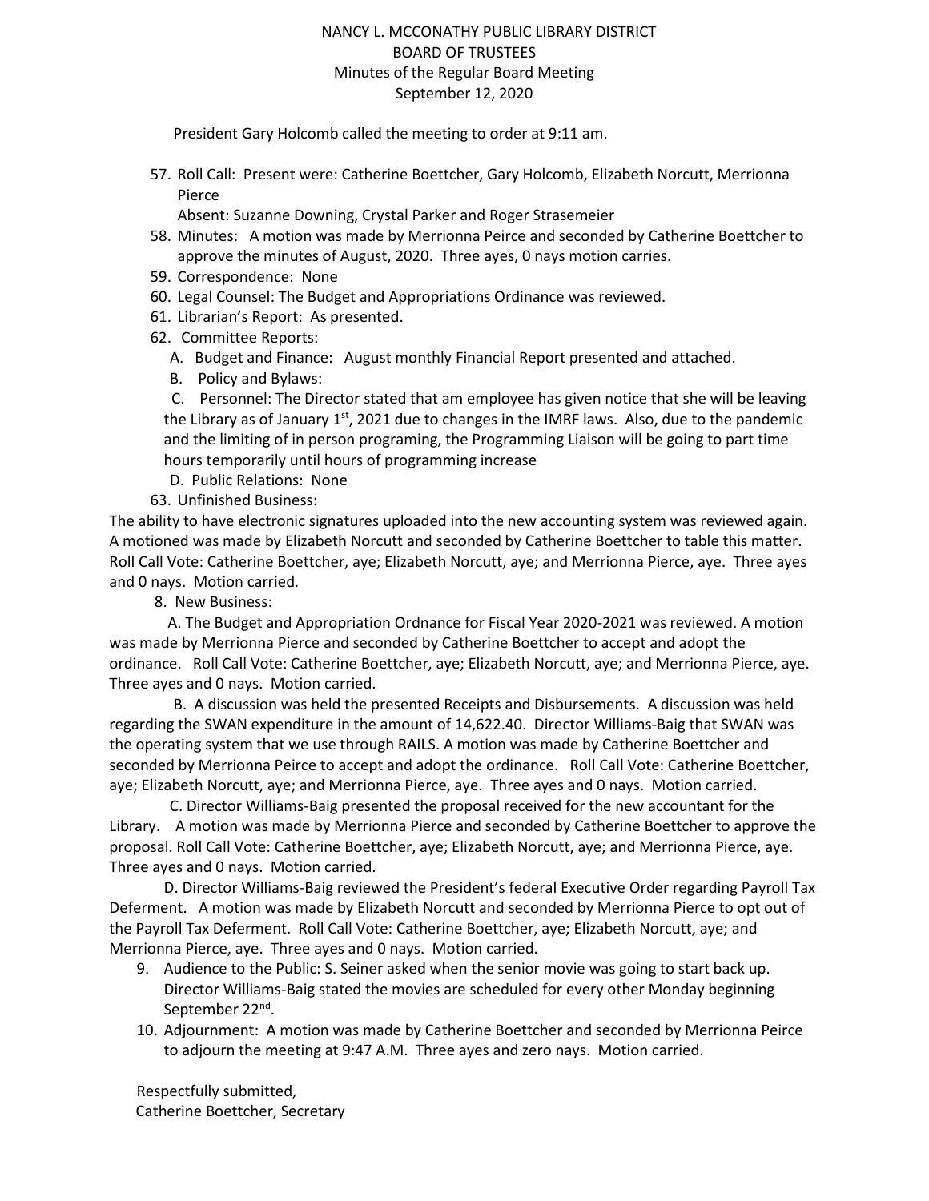NANCY L. MCCONATHY PUBLIC LIBRARY DISTRICT
BOARD OF TRUSTEES
Minutes of the Regular Board Meeting
September 12, 2020

President Gary Holcomb called the meeting to order at 9:11 am.

57. Roll Call: Present were: Catherine Boettcher, Gary Holcomb, Elizabeth Norcutt, Merrionna Pierce
    Absent: Suzanne Downing, Crystal Parker and Roger Strasemeier
58. Minutes: A motion was made by Merrionna Peirce and seconded by Catherine Boettcher to approve the minutes of August, 2020. Three ayes, 0 nays motion carries.
59. Correspondence: None
60. Legal Counsel: The Budget and Appropriations Ordinance was reviewed.
61. Librarian's Report: As presented.
62. Committee Reports:
    A. Budget and Finance: August monthly Financial Report presented and attached.
    B. Policy and Bylaws:
    C. Personnel: The Director stated that am employee has given notice that she will be leaving the Library as of January 1st, 2021 due to changes in the IMRF laws. Also, due to the pandemic and the limiting of in person programing, the Programming Liaison will be going to part time hours temporarily until hours of programming increase
    D. Public Relations: None
63. Unfinished Business:

The ability to have electronic signatures uploaded into the new accounting system was reviewed again. A motioned was made by Elizabeth Norcutt and seconded by Catherine Boettcher to table this matter. Roll Call Vote: Catherine Boettcher, aye; Elizabeth Norcutt, aye; and Merrionna Pierce, aye. Three ayes and 0 nays. Motion carried.

8. New Business:

A. The Budget and Appropriation Ordnance for Fiscal Year 2020-2021 was reviewed. A motion was made by Merrionna Pierce and seconded by Catherine Boettcher to accept and adopt the ordinance. Roll Call Vote: Catherine Boettcher, aye; Elizabeth Norcutt, aye; and Merrionna Pierce, aye. Three ayes and 0 nays. Motion carried.

B. A discussion was held the presented Receipts and Disbursements. A discussion was held regarding the SWAN expenditure in the amount of 14,622.40. Director Williams-Baig that SWAN was the operating system that we use through RAILS. A motion was made by Catherine Boettcher and seconded by Merrionna Peirce to accept and adopt the ordinance. Roll Call Vote: Catherine Boettcher, aye; Elizabeth Norcutt, aye; and Merrionna Pierce, aye. Three ayes and 0 nays. Motion carried.

C. Director Williams-Baig presented the proposal received for the new accountant for the Library. A motion was made by Merrionna Pierce and seconded by Catherine Boettcher to approve the proposal. Roll Call Vote: Catherine Boettcher, aye; Elizabeth Norcutt, aye; and Merrionna Pierce, aye. Three ayes and 0 nays. Motion carried.

D. Director Williams-Baig reviewed the President's federal Executive Order regarding Payroll Tax Deferment. A motion was made by Elizabeth Norcutt and seconded by Merrionna Pierce to opt out of the Payroll Tax Deferment. Roll Call Vote: Catherine Boettcher, aye; Elizabeth Norcutt, aye; and Merrionna Pierce, aye. Three ayes and 0 nays. Motion carried.

9. Audience to the Public: S. Seiner asked when the senior movie was going to start back up. Director Williams-Baig stated the movies are scheduled for every other Monday beginning September 22nd.
10. Adjournment: A motion was made by Catherine Boettcher and seconded by Merrionna Peirce to adjourn the meeting at 9:47 A.M. Three ayes and zero nays. Motion carried.

Respectfully submitted,
Catherine Boettcher, Secretary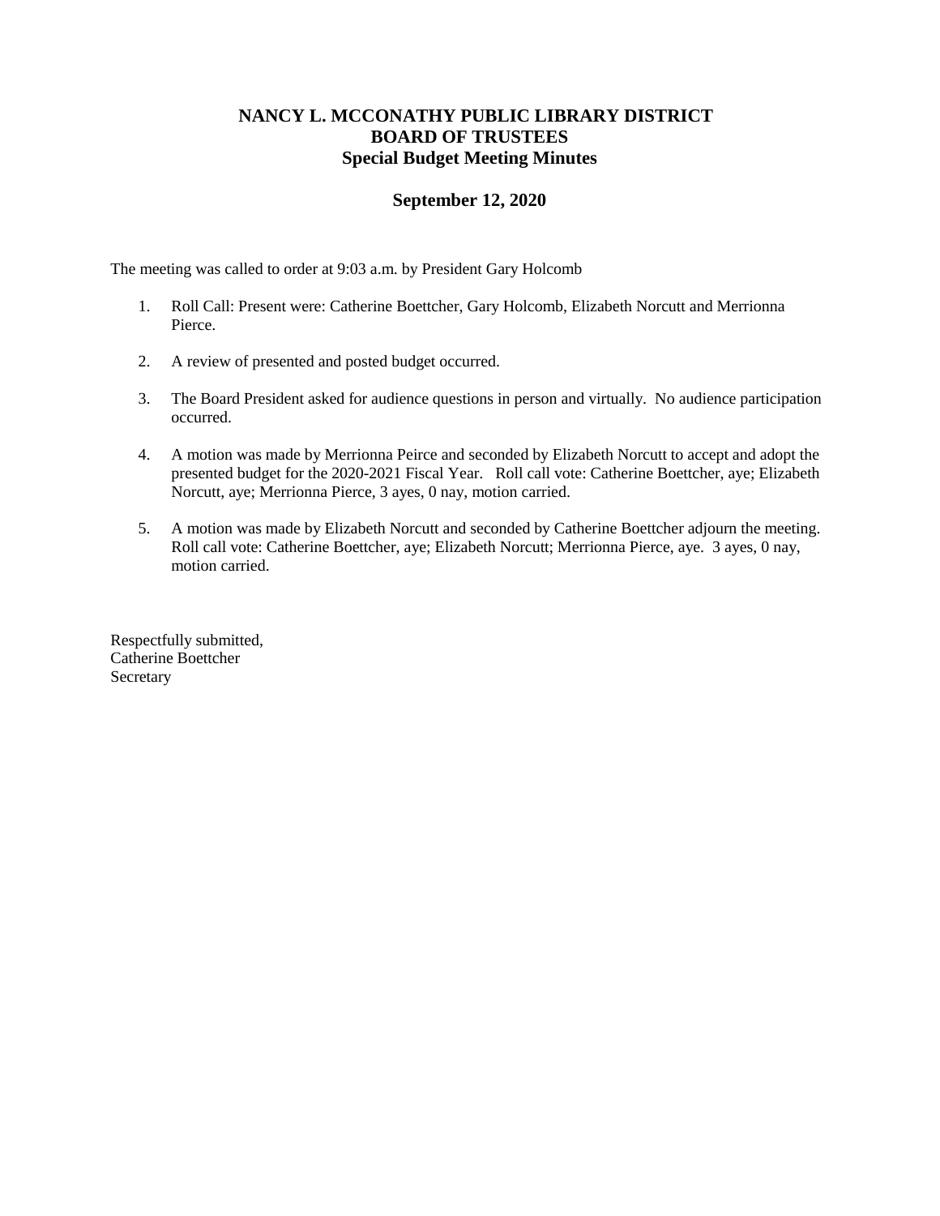# NANCY L. MCCONATHY PUBLIC LIBRARY DISTRICT
# BOARD OF TRUSTEES
## Special Budget Meeting Minutes

### September 12, 2020

The meeting was called to order at 9:03 a.m. by President Gary Holcomb

1. Roll Call: Present were: Catherine Boettcher, Gary Holcomb, Elizabeth Norcutt and Merrionna Pierce.

2. A review of presented and posted budget occurred.

3. The Board President asked for audience questions in person and virtually. No audience participation occurred.

4. A motion was made by Merrionna Peirce and seconded by Elizabeth Norcutt to accept and adopt the presented budget for the 2020-2021 Fiscal Year. Roll call vote: Catherine Boettcher, aye; Elizabeth Norcutt, aye; Merrionna Pierce, 3 ayes, 0 nay, motion carried.

5. A motion was made by Elizabeth Norcutt and seconded by Catherine Boettcher adjourn the meeting. Roll call vote: Catherine Boettcher, aye; Elizabeth Norcutt; Merrionna Pierce, aye. 3 ayes, 0 nay, motion carried.

Respectfully submitted,
Catherine Boettcher
Secretary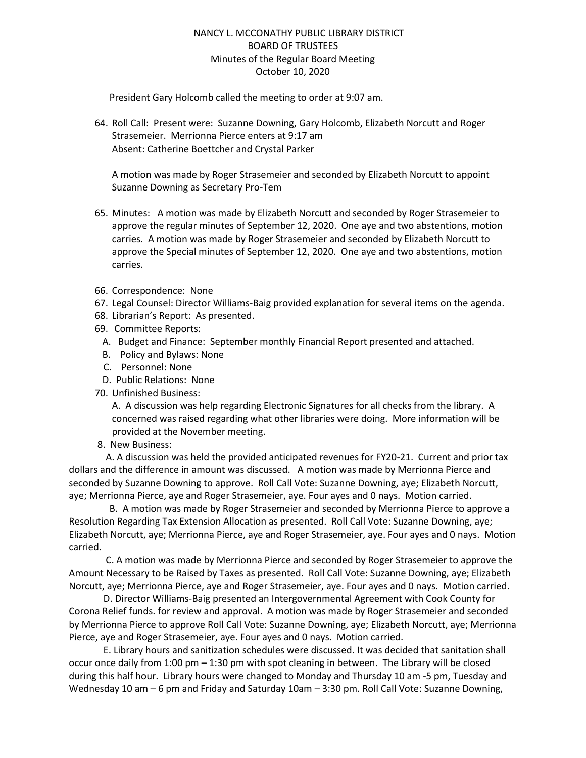NANCY L. MCCONATHY PUBLIC LIBRARY DISTRICT
BOARD OF TRUSTEES
Minutes of the Regular Board Meeting
October 10, 2020

President Gary Holcomb called the meeting to order at 9:07 am.

64. Roll Call: Present were: Suzanne Downing, Gary Holcomb, Elizabeth Norcutt and Roger Strasemeier. Merrionna Pierce enters at 9:17 am
    Absent: Catherine Boettcher and Crystal Parker

    A motion was made by Roger Strasemeier and seconded by Elizabeth Norcutt to appoint Suzanne Downing as Secretary Pro-Tem

65. Minutes: A motion was made by Elizabeth Norcutt and seconded by Roger Strasemeier to approve the regular minutes of September 12, 2020. One aye and two abstentions, motion carries. A motion was made by Roger Strasemeier and seconded by Elizabeth Norcutt to approve the Special minutes of September 12, 2020. One aye and two abstentions, motion carries.

66. Correspondence: None
67. Legal Counsel: Director Williams-Baig provided explanation for several items on the agenda.
68. Librarian's Report: As presented.
69. Committee Reports:
    A. Budget and Finance: September monthly Financial Report presented and attached.
    B. Policy and Bylaws: None
    C. Personnel: None
    D. Public Relations: None
70. Unfinished Business:
    A. A discussion was help regarding Electronic Signatures for all checks from the library. A concerned was raised regarding what other libraries were doing. More information will be provided at the November meeting.

8. New Business:

A. A discussion was held the provided anticipated revenues for FY20-21. Current and prior tax dollars and the difference in amount was discussed. A motion was made by Merrionna Pierce and seconded by Suzanne Downing to approve. Roll Call Vote: Suzanne Downing, aye; Elizabeth Norcutt, aye; Merrionna Pierce, aye and Roger Strasemeier, aye. Four ayes and 0 nays. Motion carried.

B. A motion was made by Roger Strasemeier and seconded by Merrionna Pierce to approve a Resolution Regarding Tax Extension Allocation as presented. Roll Call Vote: Suzanne Downing, aye; Elizabeth Norcutt, aye; Merrionna Pierce, aye and Roger Strasemeier, aye. Four ayes and 0 nays. Motion carried.

C. A motion was made by Merrionna Pierce and seconded by Roger Strasemeier to approve the Amount Necessary to be Raised by Taxes as presented. Roll Call Vote: Suzanne Downing, aye; Elizabeth Norcutt, aye; Merrionna Pierce, aye and Roger Strasemeier, aye. Four ayes and 0 nays. Motion carried.

D. Director Williams-Baig presented an Intergovernmental Agreement with Cook County for Corona Relief funds. for review and approval. A motion was made by Roger Strasemeier and seconded by Merrionna Pierce to approve Roll Call Vote: Suzanne Downing, aye; Elizabeth Norcutt, aye; Merrionna Pierce, aye and Roger Strasemeier, aye. Four ayes and 0 nays. Motion carried.

E. Library hours and sanitization schedules were discussed. It was decided that sanitation shall occur once daily from 1:00 pm – 1:30 pm with spot cleaning in between. The Library will be closed during this half hour. Library hours were changed to Monday and Thursday 10 am -5 pm, Tuesday and Wednesday 10 am – 6 pm and Friday and Saturday 10am – 3:30 pm. Roll Call Vote: Suzanne Downing,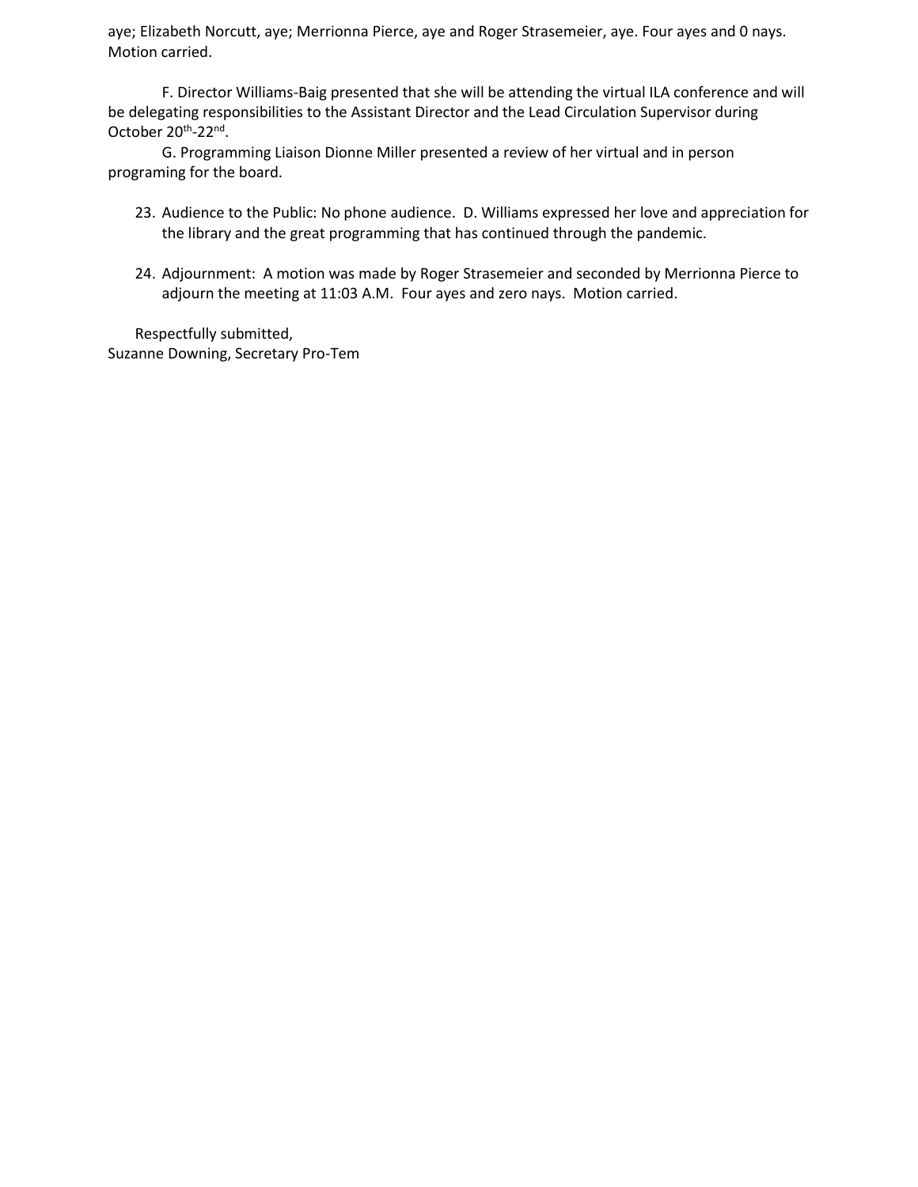aye; Elizabeth Norcutt, aye; Merrionna Pierce, aye and Roger Strasemeier, aye. Four ayes and 0 nays. Motion carried.

F. Director Williams-Baig presented that she will be attending the virtual ILA conference and will be delegating responsibilities to the Assistant Director and the Lead Circulation Supervisor during October 20th-22nd.

G. Programming Liaison Dionne Miller presented a review of her virtual and in person programing for the board.

23. Audience to the Public: No phone audience. D. Williams expressed her love and appreciation for the library and the great programming that has continued through the pandemic.

24. Adjournment: A motion was made by Roger Strasemeier and seconded by Merrionna Pierce to adjourn the meeting at 11:03 A.M. Four ayes and zero nays. Motion carried.

Respectfully submitted,
Suzanne Downing, Secretary Pro-Tem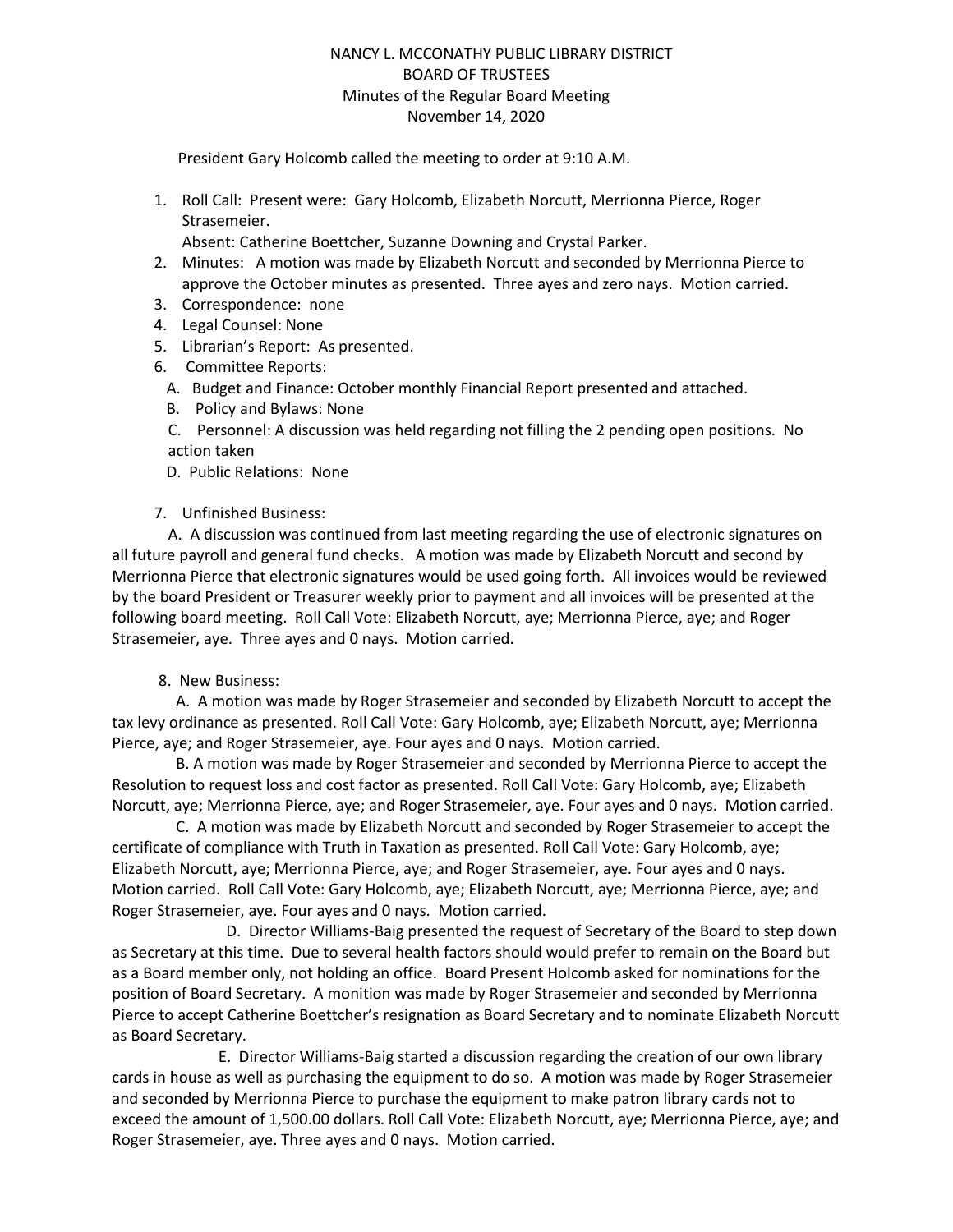NANCY L. MCCONATHY PUBLIC LIBRARY DISTRICT
BOARD OF TRUSTEES
Minutes of the Regular Board Meeting
November 14, 2020

President Gary Holcomb called the meeting to order at 9:10 A.M.

1. Roll Call: Present were: Gary Holcomb, Elizabeth Norcutt, Merrionna Pierce, Roger Strasemeier.
   Absent: Catherine Boettcher, Suzanne Downing and Crystal Parker.
2. Minutes: A motion was made by Elizabeth Norcutt and seconded by Merrionna Pierce to approve the October minutes as presented. Three ayes and zero nays. Motion carried.
3. Correspondence: none
4. Legal Counsel: None
5. Librarian's Report: As presented.
6. Committee Reports:
   A. Budget and Finance: October monthly Financial Report presented and attached.
   B. Policy and Bylaws: None
   C. Personnel: A discussion was held regarding not filling the 2 pending open positions. No action taken
   D. Public Relations: None

7. Unfinished Business:

A. A discussion was continued from last meeting regarding the use of electronic signatures on all future payroll and general fund checks. A motion was made by Elizabeth Norcutt and second by Merrionna Pierce that electronic signatures would be used going forth. All invoices would be reviewed by the board President or Treasurer weekly prior to payment and all invoices will be presented at the following board meeting. Roll Call Vote: Elizabeth Norcutt, aye; Merrionna Pierce, aye; and Roger Strasemeier, aye. Three ayes and 0 nays. Motion carried.

8. New Business:

A. A motion was made by Roger Strasemeier and seconded by Elizabeth Norcutt to accept the tax levy ordinance as presented. Roll Call Vote: Gary Holcomb, aye; Elizabeth Norcutt, aye; Merrionna Pierce, aye; and Roger Strasemeier, aye. Four ayes and 0 nays. Motion carried.

B. A motion was made by Roger Strasemeier and seconded by Merrionna Pierce to accept the Resolution to request loss and cost factor as presented. Roll Call Vote: Gary Holcomb, aye; Elizabeth Norcutt, aye; Merrionna Pierce, aye; and Roger Strasemeier, aye. Four ayes and 0 nays. Motion carried.

C. A motion was made by Elizabeth Norcutt and seconded by Roger Strasemeier to accept the certificate of compliance with Truth in Taxation as presented. Roll Call Vote: Gary Holcomb, aye; Elizabeth Norcutt, aye; Merrionna Pierce, aye; and Roger Strasemeier, aye. Four ayes and 0 nays. Motion carried. Roll Call Vote: Gary Holcomb, aye; Elizabeth Norcutt, aye; Merrionna Pierce, aye; and Roger Strasemeier, aye. Four ayes and 0 nays. Motion carried.

D. Director Williams-Baig presented the request of Secretary of the Board to step down as Secretary at this time. Due to several health factors should would prefer to remain on the Board but as a Board member only, not holding an office. Board Present Holcomb asked for nominations for the position of Board Secretary. A monition was made by Roger Strasemeier and seconded by Merrionna Pierce to accept Catherine Boettcher's resignation as Board Secretary and to nominate Elizabeth Norcutt as Board Secretary.

E. Director Williams-Baig started a discussion regarding the creation of our own library cards in house as well as purchasing the equipment to do so. A motion was made by Roger Strasemeier and seconded by Merrionna Pierce to purchase the equipment to make patron library cards not to exceed the amount of 1,500.00 dollars. Roll Call Vote: Elizabeth Norcutt, aye; Merrionna Pierce, aye; and Roger Strasemeier, aye. Three ayes and 0 nays. Motion carried.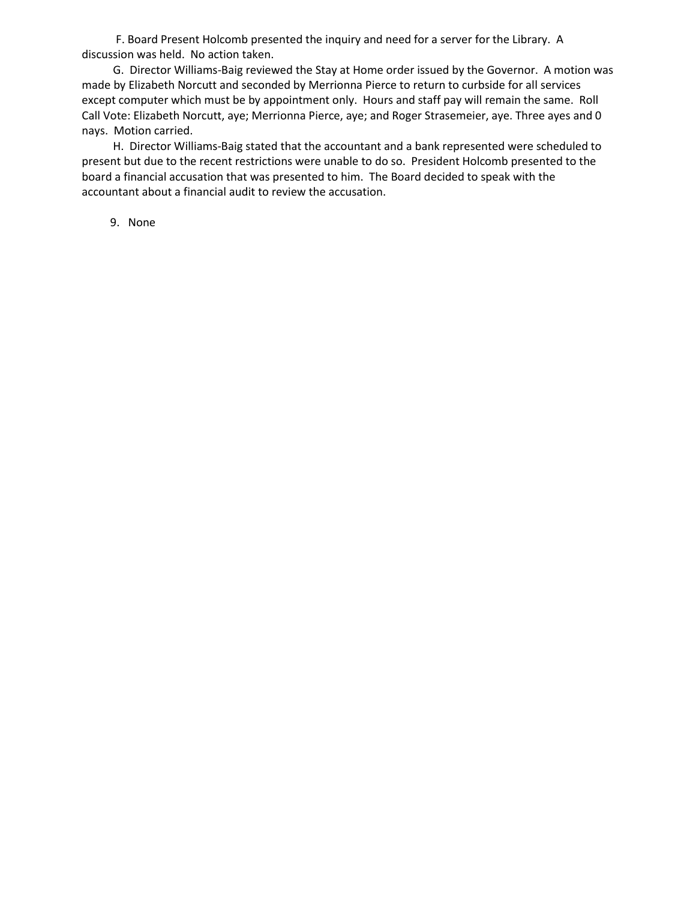F. Board Present Holcomb presented the inquiry and need for a server for the Library. A discussion was held. No action taken.

G. Director Williams-Baig reviewed the Stay at Home order issued by the Governor. A motion was made by Elizabeth Norcutt and seconded by Merrionna Pierce to return to curbside for all services except computer which must be by appointment only. Hours and staff pay will remain the same. Roll Call Vote: Elizabeth Norcutt, aye; Merrionna Pierce, aye; and Roger Strasemeier, aye. Three ayes and 0 nays. Motion carried.

H. Director Williams-Baig stated that the accountant and a bank represented were scheduled to present but due to the recent restrictions were unable to do so. President Holcomb presented to the board a financial accusation that was presented to him. The Board decided to speak with the accountant about a financial audit to review the accusation.

9. None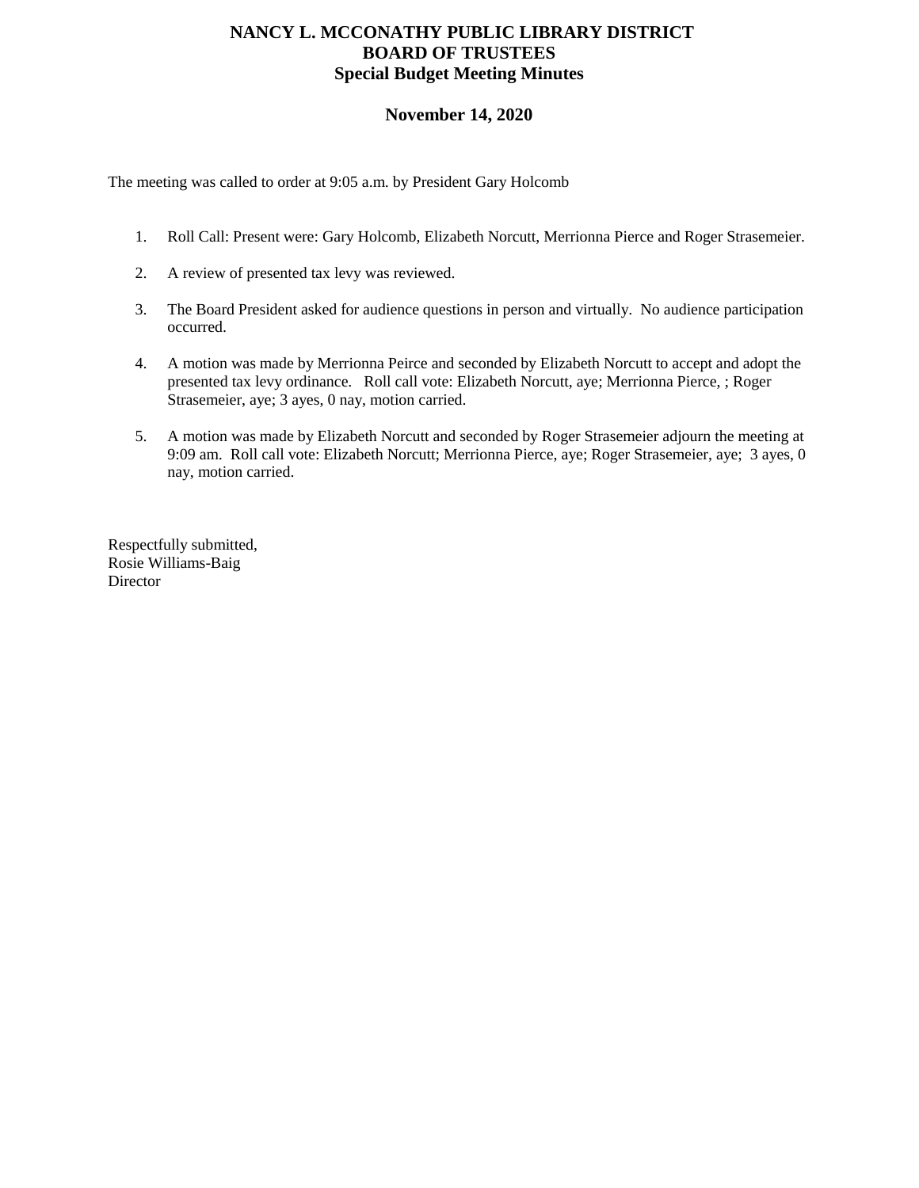# NANCY L. MCCONATHY PUBLIC LIBRARY DISTRICT
## BOARD OF TRUSTEES
## Special Budget Meeting Minutes

### November 14, 2020

The meeting was called to order at 9:05 a.m. by President Gary Holcomb

1. Roll Call: Present were: Gary Holcomb, Elizabeth Norcutt, Merrionna Pierce and Roger Strasemeier.

2. A review of presented tax levy was reviewed.

3. The Board President asked for audience questions in person and virtually. No audience participation occurred.

4. A motion was made by Merrionna Peirce and seconded by Elizabeth Norcutt to accept and adopt the presented tax levy ordinance. Roll call vote: Elizabeth Norcutt, aye; Merrionna Pierce, ; Roger Strasemeier, aye; 3 ayes, 0 nay, motion carried.

5. A motion was made by Elizabeth Norcutt and seconded by Roger Strasemeier adjourn the meeting at 9:09 am. Roll call vote: Elizabeth Norcutt; Merrionna Pierce, aye; Roger Strasemeier, aye; 3 ayes, 0 nay, motion carried.

Respectfully submitted,
Rosie Williams-Baig
Director